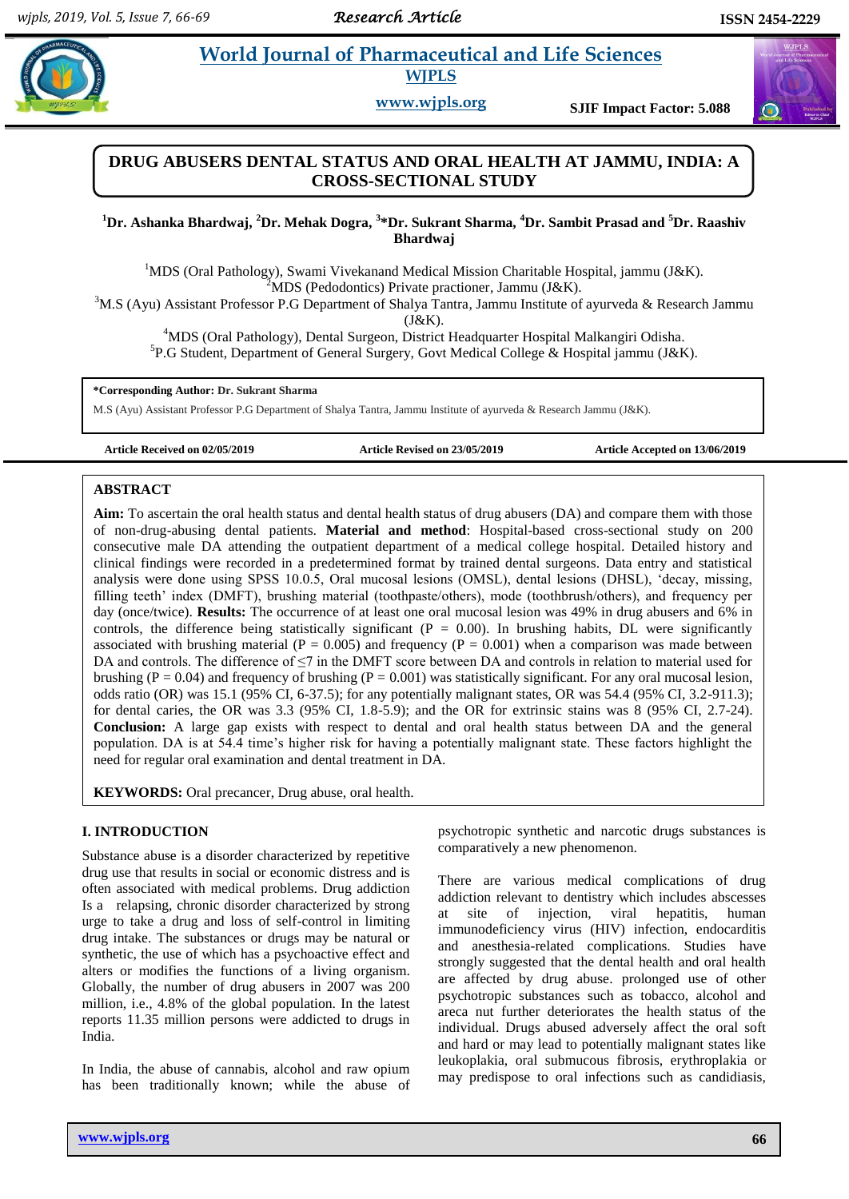# DRUG ABUSERS DENTAL STATUS AND ORAL HEALTH AT JAMMU, INDIA: A CROSS-SECTIONAL STUDY

[1]Dr. Ashanka Bhardwaj, [2]Dr. Mehak Dogra, [3]*Dr. Sukrant Sharma, [4]Dr. Sambit Prasad and [5]Dr. Raashiv Bhardwaj

[1]MDS (Oral Pathology), Swami Vivekanand Medical Mission Charitable Hospital, jammu (J&K).
[2]MDS (Pedodontics) Private practioner, Jammu (J&K).
[3]M.S (Ayu) Assistant Professor P.G Department of Shalya Tantra, Jammu Institute of ayurveda & Research Jammu (J&K).
[4]MDS (Oral Pathology), Dental Surgeon, District Headquarter Hospital Malkangiri Odisha.
[5]P.G Student, Department of General Surgery, Govt Medical College & Hospital jammu (J&K).

**\*Corresponding Author: Dr. Sukrant Sharma**
M.S (Ayu) Assistant Professor P.G Department of Shalya Tantra, Jammu Institute of ayurveda & Research Jammu (J&K).

**Article Received on 02/05/2019** **Article Revised on 23/05/2019** **Article Accepted on 13/06/2019**

## ABSTRACT

**Aim:** To ascertain the oral health status and dental health status of drug abusers (DA) and compare them with those of non-drug-abusing dental patients. **Material and method**: Hospital-based cross-sectional study on 200 consecutive male DA attending the outpatient department of a medical college hospital. Detailed history and clinical findings were recorded in a predetermined format by trained dental surgeons. Data entry and statistical analysis were done using SPSS 10.0.5, Oral mucosal lesions (OMSL), dental lesions (DHSL), 'decay, missing, filling teeth' index (DMFT), brushing material (toothpaste/others), mode (toothbrush/others), and frequency per day (once/twice). **Results:** The occurrence of at least one oral mucosal lesion was 49% in drug abusers and 6% in controls, the difference being statistically significant ($P = 0.00$). In brushing habits, DL were significantly associated with brushing material ($P = 0.005$) and frequency ($P = 0.001$) when a comparison was made between DA and controls. The difference of $\leq 7$ in the DMFT score between DA and controls in relation to material used for brushing ($P = 0.04$) and frequency of brushing ($P = 0.001$) was statistically significant. For any oral mucosal lesion, odds ratio (OR) was 15.1 (95% CI, 6-37.5); for any potentially malignant states, OR was 54.4 (95% CI, 3.2-911.3); for dental caries, the OR was 3.3 (95% CI, 1.8-5.9); and the OR for extrinsic stains was 8 (95% CI, 2.7-24). **Conclusion:** A large gap exists with respect to dental and oral health status between DA and the general population. DA is at 54.4 time's higher risk for having a potentially malignant state. These factors highlight the need for regular oral examination and dental treatment in DA.

**KEYWORDS:** Oral precancer, Drug abuse, oral health.

## I. INTRODUCTION

Substance abuse is a disorder characterized by repetitive drug use that results in social or economic distress and is often associated with medical problems. Drug addiction Is a relapsing, chronic disorder characterized by strong urge to take a drug and loss of self-control in limiting drug intake. The substances or drugs may be natural or synthetic, the use of which has a psychoactive effect and alters or modifies the functions of a living organism. Globally, the number of drug abusers in 2007 was 200 million, i.e., 4.8% of the global population. In the latest reports 11.35 million persons were addicted to drugs in India.

In India, the abuse of cannabis, alcohol and raw opium has been traditionally known; while the abuse of psychotropic synthetic and narcotic drugs substances is comparatively a new phenomenon.

There are various medical complications of drug addiction relevant to dentistry which includes abscesses at site of injection, viral hepatitis, human immunodeficiency virus (HIV) infection, endocarditis and anesthesia-related complications. Studies have strongly suggested that the dental health and oral health are affected by drug abuse. prolonged use of other psychotropic substances such as tobacco, alcohol and areca nut further deteriorates the health status of the individual. Drugs abused adversely affect the oral soft and hard or may lead to potentially malignant states like leukoplakia, oral submucous fibrosis, erythroplakia or may predispose to oral infections such as candidiasis,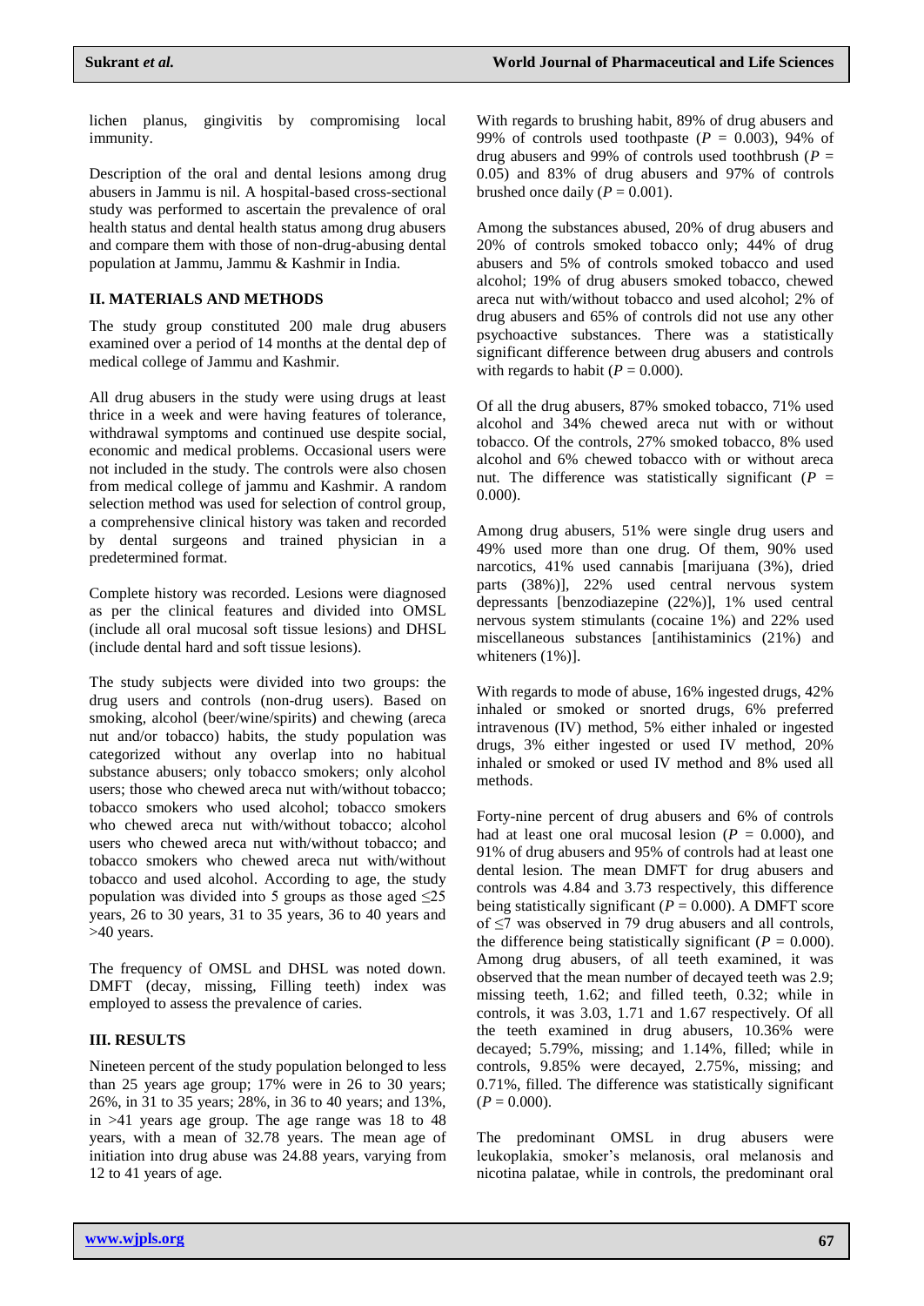lichen planus, gingivitis by compromising local immunity.

Description of the oral and dental lesions among drug abusers in Jammu is nil. A hospital-based cross-sectional study was performed to ascertain the prevalence of oral health status and dental health status among drug abusers and compare them with those of non-drug-abusing dental population at Jammu, Jammu & Kashmir in India.

## II. MATERIALS AND METHODS

The study group constituted 200 male drug abusers examined over a period of 14 months at the dental dep of medical college of Jammu and Kashmir.

All drug abusers in the study were using drugs at least thrice in a week and were having features of tolerance, withdrawal symptoms and continued use despite social, economic and medical problems. Occasional users were not included in the study. The controls were also chosen from medical college of jammu and Kashmir. A random selection method was used for selection of control group, a comprehensive clinical history was taken and recorded by dental surgeons and trained physician in a predetermined format.

Complete history was recorded. Lesions were diagnosed as per the clinical features and divided into OMSL (include all oral mucosal soft tissue lesions) and DHSL (include dental hard and soft tissue lesions).

The study subjects were divided into two groups: the drug users and controls (non-drug users). Based on smoking, alcohol (beer/wine/spirits) and chewing (areca nut and/or tobacco) habits, the study population was categorized without any overlap into no habitual substance abusers; only tobacco smokers; only alcohol users; those who chewed areca nut with/without tobacco; tobacco smokers who used alcohol; tobacco smokers who chewed areca nut with/without tobacco; alcohol users who chewed areca nut with/without tobacco; and tobacco smokers who chewed areca nut with/without tobacco and used alcohol. According to age, the study population was divided into 5 groups as those aged ≤25 years, 26 to 30 years, 31 to 35 years, 36 to 40 years and >40 years.

The frequency of OMSL and DHSL was noted down. DMFT (decay, missing, Filling teeth) index was employed to assess the prevalence of caries.

## III. RESULTS

Nineteen percent of the study population belonged to less than 25 years age group; 17% were in 26 to 30 years; 26%, in 31 to 35 years; 28%, in 36 to 40 years; and 13%, in >41 years age group. The age range was 18 to 48 years, with a mean of 32.78 years. The mean age of initiation into drug abuse was 24.88 years, varying from 12 to 41 years of age.

With regards to brushing habit, 89% of drug abusers and 99% of controls used toothpaste ($P$ = 0.003), 94% of drug abusers and 99% of controls used toothbrush ($P$ = 0.05) and 83% of drug abusers and 97% of controls brushed once daily ($P$ = 0.001).

Among the substances abused, 20% of drug abusers and 20% of controls smoked tobacco only; 44% of drug abusers and 5% of controls smoked tobacco and used alcohol; 19% of drug abusers smoked tobacco, chewed areca nut with/without tobacco and used alcohol; 2% of drug abusers and 65% of controls did not use any other psychoactive substances. There was a statistically significant difference between drug abusers and controls with regards to habit ($P$ = 0.000).

Of all the drug abusers, 87% smoked tobacco, 71% used alcohol and 34% chewed areca nut with or without tobacco. Of the controls, 27% smoked tobacco, 8% used alcohol and 6% chewed tobacco with or without areca nut. The difference was statistically significant ($P$ = 0.000).

Among drug abusers, 51% were single drug users and 49% used more than one drug. Of them, 90% used narcotics, 41% used cannabis [marijuana (3%), dried parts (38%)], 22% used central nervous system depressants [benzodiazepine (22%)], 1% used central nervous system stimulants (cocaine 1%) and 22% used miscellaneous substances [antihistaminics (21%) and whiteners (1%)].

With regards to mode of abuse, 16% ingested drugs, 42% inhaled or smoked or snorted drugs, 6% preferred intravenous (IV) method, 5% either inhaled or ingested drugs, 3% either ingested or used IV method, 20% inhaled or smoked or used IV method and 8% used all methods.

Forty-nine percent of drug abusers and 6% of controls had at least one oral mucosal lesion ($P$ = 0.000), and 91% of drug abusers and 95% of controls had at least one dental lesion. The mean DMFT for drug abusers and controls was 4.84 and 3.73 respectively, this difference being statistically significant ($P$ = 0.000). A DMFT score of ≤7 was observed in 79 drug abusers and all controls, the difference being statistically significant ($P$ = 0.000). Among drug abusers, of all teeth examined, it was observed that the mean number of decayed teeth was 2.9; missing teeth, 1.62; and filled teeth, 0.32; while in controls, it was 3.03, 1.71 and 1.67 respectively. Of all the teeth examined in drug abusers, 10.36% were decayed; 5.79%, missing; and 1.14%, filled; while in controls, 9.85% were decayed, 2.75%, missing; and 0.71%, filled. The difference was statistically significant ($P$ = 0.000).

The predominant OMSL in drug abusers were leukoplakia, smoker's melanosis, oral melanosis and nicotina palatae, while in controls, the predominant oral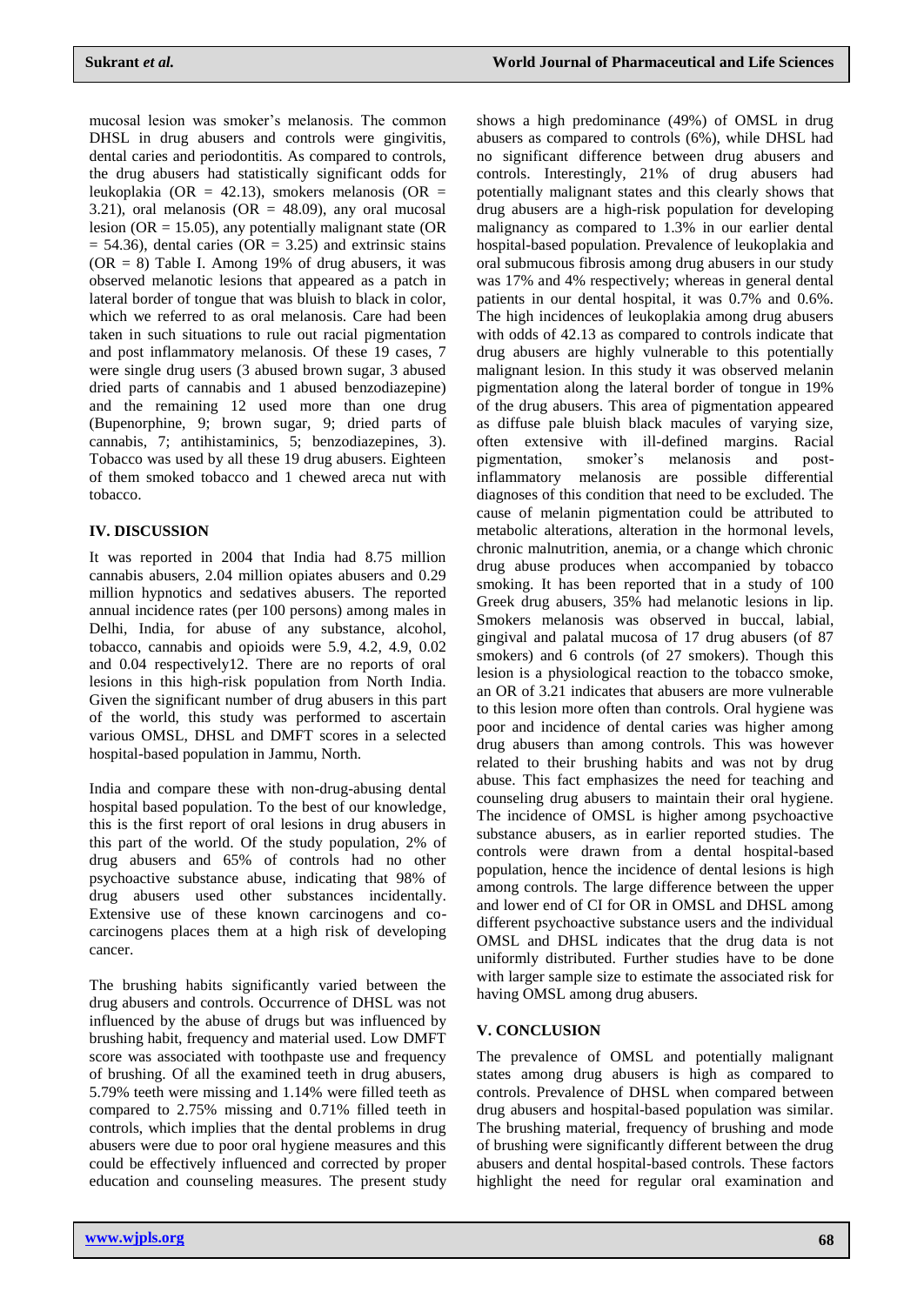mucosal lesion was smoker's melanosis. The common DHSL in drug abusers and controls were gingivitis, dental caries and periodontitis. As compared to controls, the drug abusers had statistically significant odds for leukoplakia (OR = 42.13), smokers melanosis (OR = 3.21), oral melanosis (OR = 48.09), any oral mucosal lesion (OR = 15.05), any potentially malignant state (OR = 54.36), dental caries (OR = 3.25) and extrinsic stains (OR = 8) Table I. Among 19% of drug abusers, it was observed melanotic lesions that appeared as a patch in lateral border of tongue that was bluish to black in color, which we referred to as oral melanosis. Care had been taken in such situations to rule out racial pigmentation and post inflammatory melanosis. Of these 19 cases, 7 were single drug users (3 abused brown sugar, 3 abused dried parts of cannabis and 1 abused benzodiazepine) and the remaining 12 used more than one drug (Bupenorphine, 9; brown sugar, 9; dried parts of cannabis, 7; antihistaminics, 5; benzodiazepines, 3). Tobacco was used by all these 19 drug abusers. Eighteen of them smoked tobacco and 1 chewed areca nut with tobacco.

## IV. DISCUSSION

It was reported in 2004 that India had 8.75 million cannabis abusers, 2.04 million opiates abusers and 0.29 million hypnotics and sedatives abusers. The reported annual incidence rates (per 100 persons) among males in Delhi, India, for abuse of any substance, alcohol, tobacco, cannabis and opioids were 5.9, 4.2, 4.9, 0.02 and 0.04 respectively12. There are no reports of oral lesions in this high-risk population from North India. Given the significant number of drug abusers in this part of the world, this study was performed to ascertain various OMSL, DHSL and DMFT scores in a selected hospital-based population in Jammu, North.

India and compare these with non-drug-abusing dental hospital based population. To the best of our knowledge, this is the first report of oral lesions in drug abusers in this part of the world. Of the study population, 2% of drug abusers and 65% of controls had no other psychoactive substance abuse, indicating that 98% of drug abusers used other substances incidentally. Extensive use of these known carcinogens and co-carcinogens places them at a high risk of developing cancer.

The brushing habits significantly varied between the drug abusers and controls. Occurrence of DHSL was not influenced by the abuse of drugs but was influenced by brushing habit, frequency and material used. Low DMFT score was associated with toothpaste use and frequency of brushing. Of all the examined teeth in drug abusers, 5.79% teeth were missing and 1.14% were filled teeth as compared to 2.75% missing and 0.71% filled teeth in controls, which implies that the dental problems in drug abusers were due to poor oral hygiene measures and this could be effectively influenced and corrected by proper education and counseling measures. The present study shows a high predominance (49%) of OMSL in drug abusers as compared to controls (6%), while DHSL had no significant difference between drug abusers and controls. Interestingly, 21% of drug abusers had potentially malignant states and this clearly shows that drug abusers are a high-risk population for developing malignancy as compared to 1.3% in our earlier dental hospital-based population. Prevalence of leukoplakia and oral submucous fibrosis among drug abusers in our study was 17% and 4% respectively; whereas in general dental patients in our dental hospital, it was 0.7% and 0.6%. The high incidences of leukoplakia among drug abusers with odds of 42.13 as compared to controls indicate that drug abusers are highly vulnerable to this potentially malignant lesion. In this study it was observed melanin pigmentation along the lateral border of tongue in 19% of the drug abusers. This area of pigmentation appeared as diffuse pale bluish black macules of varying size, often extensive with ill-defined margins. Racial pigmentation, smoker's melanosis and post-inflammatory melanosis are possible differential diagnoses of this condition that need to be excluded. The cause of melanin pigmentation could be attributed to metabolic alterations, alteration in the hormonal levels, chronic malnutrition, anemia, or a change which chronic drug abuse produces when accompanied by tobacco smoking. It has been reported that in a study of 100 Greek drug abusers, 35% had melanotic lesions in lip. Smokers melanosis was observed in buccal, labial, gingival and palatal mucosa of 17 drug abusers (of 87 smokers) and 6 controls (of 27 smokers). Though this lesion is a physiological reaction to the tobacco smoke, an OR of 3.21 indicates that abusers are more vulnerable to this lesion more often than controls. Oral hygiene was poor and incidence of dental caries was higher among drug abusers than among controls. This was however related to their brushing habits and was not by drug abuse. This fact emphasizes the need for teaching and counseling drug abusers to maintain their oral hygiene. The incidence of OMSL is higher among psychoactive substance abusers, as in earlier reported studies. The controls were drawn from a dental hospital-based population, hence the incidence of dental lesions is high among controls. The large difference between the upper and lower end of CI for OR in OMSL and DHSL among different psychoactive substance users and the individual OMSL and DHSL indicates that the drug data is not uniformly distributed. Further studies have to be done with larger sample size to estimate the associated risk for having OMSL among drug abusers.

## V. CONCLUSION

The prevalence of OMSL and potentially malignant states among drug abusers is high as compared to controls. Prevalence of DHSL when compared between drug abusers and hospital-based population was similar. The brushing material, frequency of brushing and mode of brushing were significantly different between the drug abusers and dental hospital-based controls. These factors highlight the need for regular oral examination and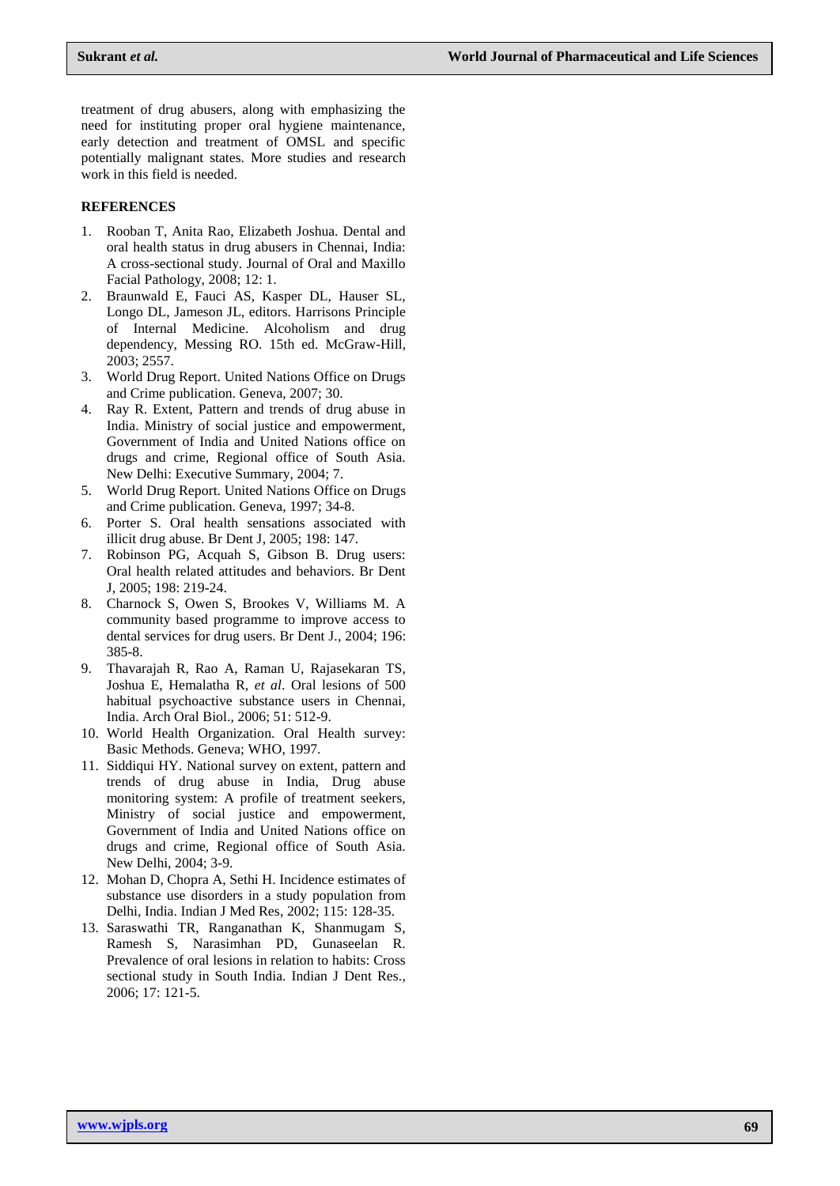treatment of drug abusers, along with emphasizing the need for instituting proper oral hygiene maintenance, early detection and treatment of OMSL and specific potentially malignant states. More studies and research work in this field is needed.

## REFERENCES

1. Rooban T, Anita Rao, Elizabeth Joshua. Dental and oral health status in drug abusers in Chennai, India: A cross-sectional study. Journal of Oral and Maxillo Facial Pathology, 2008; 12: 1.
2. Braunwald E, Fauci AS, Kasper DL, Hauser SL, Longo DL, Jameson JL, editors. Harrisons Principle of Internal Medicine. Alcoholism and drug dependency, Messing RO. 15th ed. McGraw-Hill, 2003; 2557.
3. World Drug Report. United Nations Office on Drugs and Crime publication. Geneva, 2007; 30.
4. Ray R. Extent, Pattern and trends of drug abuse in India. Ministry of social justice and empowerment, Government of India and United Nations office on drugs and crime, Regional office of South Asia. New Delhi: Executive Summary, 2004; 7.
5. World Drug Report. United Nations Office on Drugs and Crime publication. Geneva, 1997; 34-8.
6. Porter S. Oral health sensations associated with illicit drug abuse. Br Dent J, 2005; 198: 147.
7. Robinson PG, Acquah S, Gibson B. Drug users: Oral health related attitudes and behaviors. Br Dent J, 2005; 198: 219-24.
8. Charnock S, Owen S, Brookes V, Williams M. A community based programme to improve access to dental services for drug users. Br Dent J., 2004; 196: 385-8.
9. Thavarajah R, Rao A, Raman U, Rajasekaran TS, Joshua E, Hemalatha R, *et al*. Oral lesions of 500 habitual psychoactive substance users in Chennai, India. Arch Oral Biol., 2006; 51: 512-9.
10. World Health Organization. Oral Health survey: Basic Methods. Geneva; WHO, 1997.
11. Siddiqui HY. National survey on extent, pattern and trends of drug abuse in India, Drug abuse monitoring system: A profile of treatment seekers, Ministry of social justice and empowerment, Government of India and United Nations office on drugs and crime, Regional office of South Asia. New Delhi, 2004; 3-9.
12. Mohan D, Chopra A, Sethi H. Incidence estimates of substance use disorders in a study population from Delhi, India. Indian J Med Res, 2002; 115: 128-35.
13. Saraswathi TR, Ranganathan K, Shanmugam S, Ramesh S, Narasimhan PD, Gunaseelan R. Prevalence of oral lesions in relation to habits: Cross sectional study in South India. Indian J Dent Res., 2006; 17: 121-5.